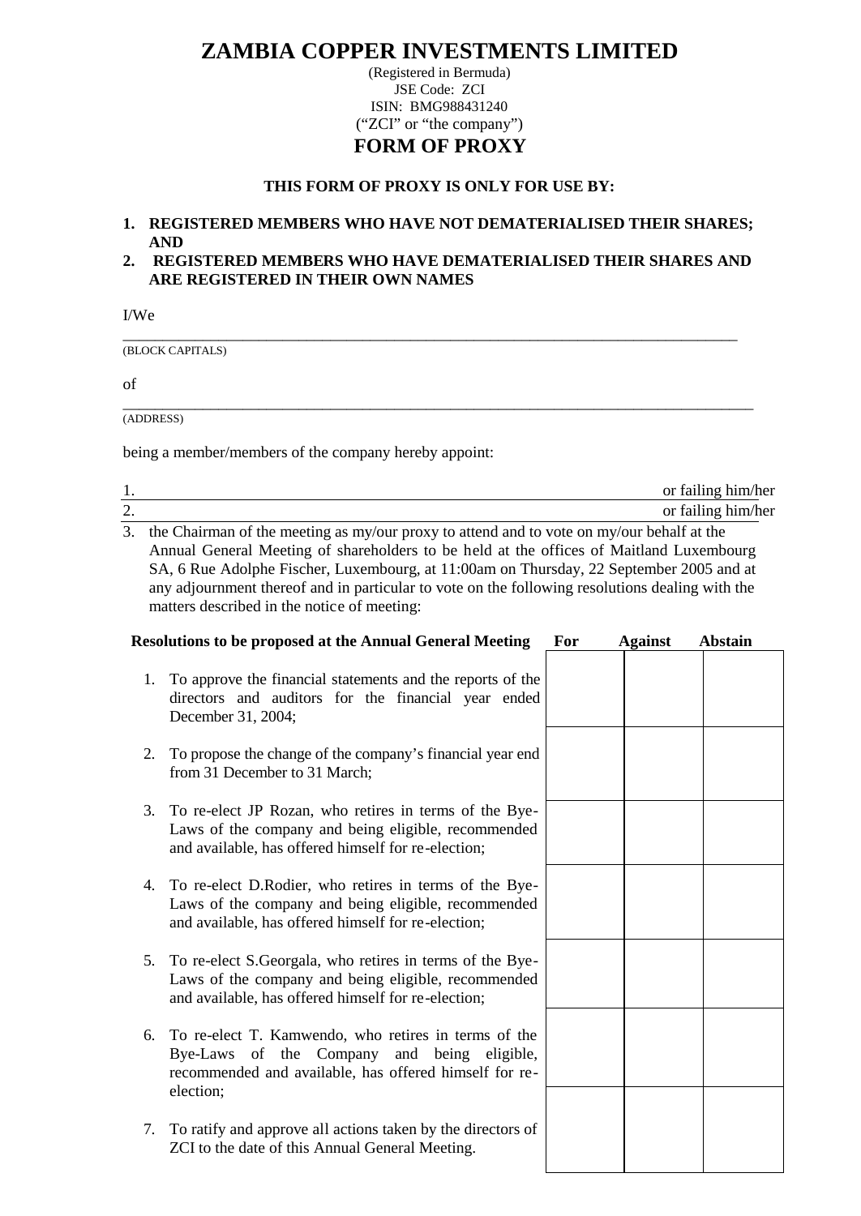# ZAMBIA COPPER INVESTMENTS LIMITED

(Registered in Bermuda)
JSE Code: ZCI
ISIN: BMG988431240
("ZCI" or "the company")

## FORM OF PROXY

**THIS FORM OF PROXY IS ONLY FOR USE BY:**

1. **REGISTERED MEMBERS WHO HAVE NOT DEMATERIALISED THEIR SHARES; AND**
2. **REGISTERED MEMBERS WHO HAVE DEMATERIALISED THEIR SHARES AND ARE REGISTERED IN THEIR OWN NAMES**

I/We

_______________________________________________________________________________
(BLOCK CAPITALS)

of

_______________________________________________________________________________
(ADDRESS)

being a member/members of the company hereby appoint:

1. ____________________________________________________________ or failing him/her
2. ____________________________________________________________ or failing him/her
3. the Chairman of the meeting as my/our proxy to attend and to vote on my/our behalf at the Annual General Meeting of shareholders to be held at the offices of Maitland Luxembourg SA, 6 Rue Adolphe Fischer, Luxembourg, at 11:00am on Thursday, 22 September 2005 and at any adjournment thereof and in particular to vote on the following resolutions dealing with the matters described in the notice of meeting:

| Resolutions to be proposed at the Annual General Meeting | For | Against | Abstain |
|---|---|---|---|
| 1. To approve the financial statements and the reports of the directors and auditors for the financial year ended December 31, 2004; | | | |
| 2. To propose the change of the company's financial year end from 31 December to 31 March; | | | |
| 3. To re-elect JP Rozan, who retires in terms of the Bye-Laws of the company and being eligible, recommended and available, has offered himself for re-election; | | | |
| 4. To re-elect D.Rodier, who retires in terms of the Bye-Laws of the company and being eligible, recommended and available, has offered himself for re-election; | | | |
| 5. To re-elect S.Georgala, who retires in terms of the Bye-Laws of the company and being eligible, recommended and available, has offered himself for re-election; | | | |
| 6. To re-elect T. Kamwendo, who retires in terms of the Bye-Laws of the Company and being eligible, recommended and available, has offered himself for re-election; | | | |
| 7. To ratify and approve all actions taken by the directors of ZCI to the date of this Annual General Meeting. | | | |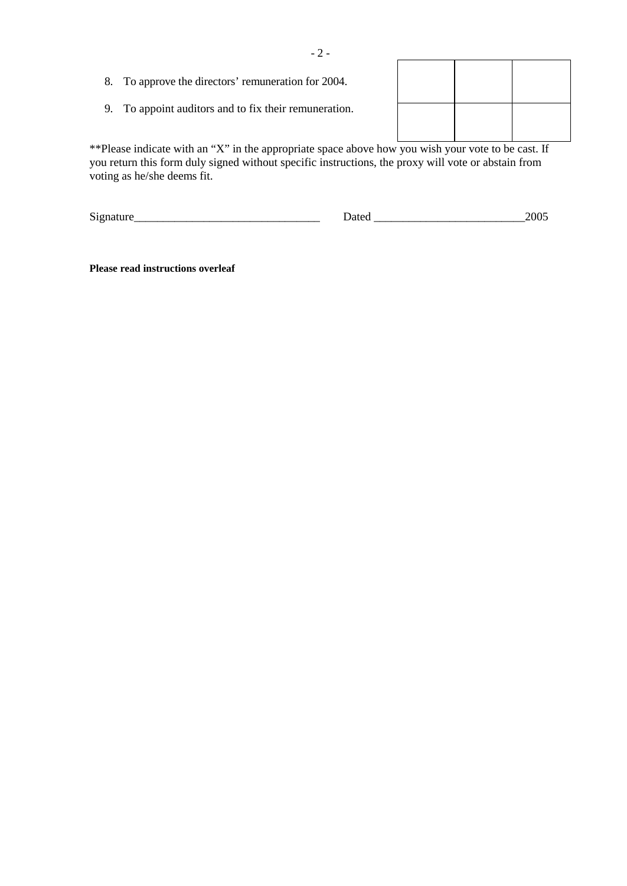| | | | |
|---|---|---|---|
| 8. To approve the directors' remuneration for 2004. | | | |
| 9. To appoint auditors and to fix their remuneration. | | | |

**Please indicate with an "X" in the appropriate space above how you wish your vote to be cast. If you return this form duly signed without specific instructions, the proxy will vote or abstain from voting as he/she deems fit.

Signature________________________________ Dated __________________________2005

**Please read instructions overleaf**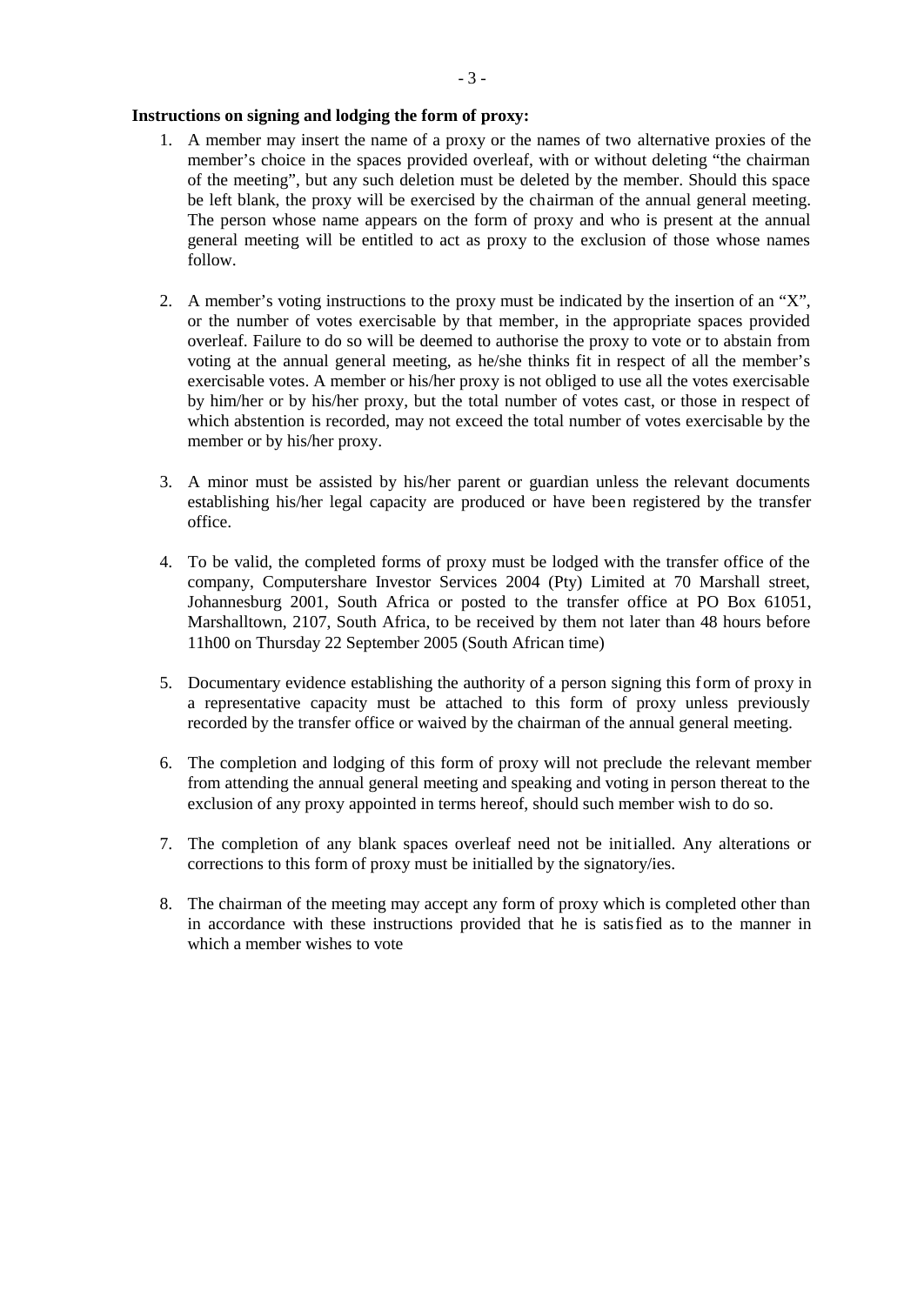**Instructions on signing and lodging the form of proxy:**

1. A member may insert the name of a proxy or the names of two alternative proxies of the member's choice in the spaces provided overleaf, with or without deleting "the chairman of the meeting", but any such deletion must be deleted by the member. Should this space be left blank, the proxy will be exercised by the chairman of the annual general meeting. The person whose name appears on the form of proxy and who is present at the annual general meeting will be entitled to act as proxy to the exclusion of those whose names follow.

2. A member's voting instructions to the proxy must be indicated by the insertion of an "X", or the number of votes exercisable by that member, in the appropriate spaces provided overleaf. Failure to do so will be deemed to authorise the proxy to vote or to abstain from voting at the annual general meeting, as he/she thinks fit in respect of all the member's exercisable votes. A member or his/her proxy is not obliged to use all the votes exercisable by him/her or by his/her proxy, but the total number of votes cast, or those in respect of which abstention is recorded, may not exceed the total number of votes exercisable by the member or by his/her proxy.

3. A minor must be assisted by his/her parent or guardian unless the relevant documents establishing his/her legal capacity are produced or have been registered by the transfer office.

4. To be valid, the completed forms of proxy must be lodged with the transfer office of the company, Computershare Investor Services 2004 (Pty) Limited at 70 Marshall street, Johannesburg 2001, South Africa or posted to the transfer office at PO Box 61051, Marshalltown, 2107, South Africa, to be received by them not later than 48 hours before 11h00 on Thursday 22 September 2005 (South African time)

5. Documentary evidence establishing the authority of a person signing this form of proxy in a representative capacity must be attached to this form of proxy unless previously recorded by the transfer office or waived by the chairman of the annual general meeting.

6. The completion and lodging of this form of proxy will not preclude the relevant member from attending the annual general meeting and speaking and voting in person thereat to the exclusion of any proxy appointed in terms hereof, should such member wish to do so.

7. The completion of any blank spaces overleaf need not be initialled. Any alterations or corrections to this form of proxy must be initialled by the signatory/ies.

8. The chairman of the meeting may accept any form of proxy which is completed other than in accordance with these instructions provided that he is satisfied as to the manner in which a member wishes to vote